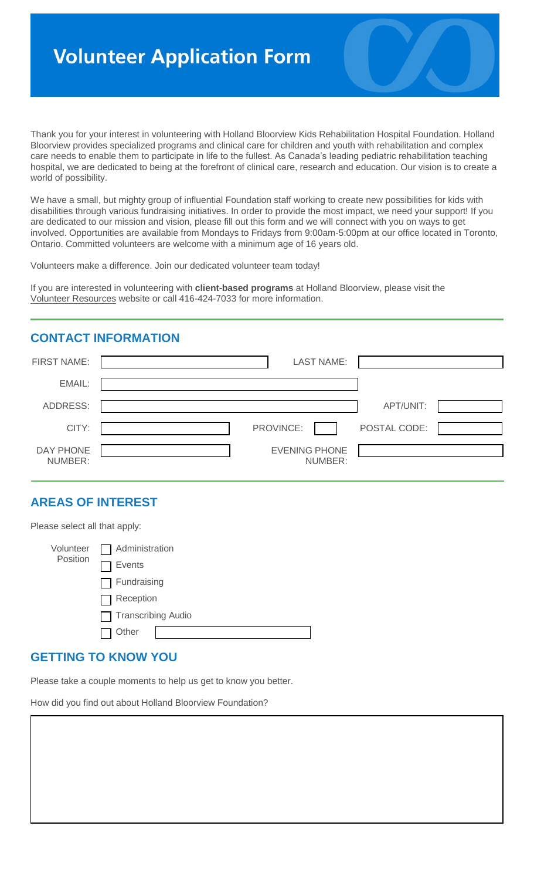# Volunteer Application Form

Thank you for your interest in volunteering with Holland Bloorview Kids Rehabilitation Hospital Foundation. Holland Bloorview provides specialized programs and clinical care for children and youth with rehabilitation and complex care needs to enable them to participate in life to the fullest. As Canada's leading pediatric rehabilitation teaching hospital, we are dedicated to being at the forefront of clinical care, research and education. Our vision is to create a world of possibility.

We have a small, but mighty group of influential Foundation staff working to create new possibilities for kids with disabilities through various fundraising initiatives. In order to provide the most impact, we need your support! If you are dedicated to our mission and vision, please fill out this form and we will connect with you on ways to get involved. Opportunities are available from Mondays to Fridays from 9:00am-5:00pm at our office located in Toronto, Ontario. Committed volunteers are welcome with a minimum age of 16 years old.

Volunteers make a difference. Join our dedicated volunteer team today!

If you are interested in volunteering with **client-based programs** at Holland Bloorview, please visit the Volunteer Resources website or call 416-424-7033 for more information.

## CONTACT INFORMATION

FIRST NAME: ____________ LAST NAME: ____________

EMAIL: ____________

ADDRESS: ____________ APT/UNIT: ____________

CITY: ____________ PROVINCE: ____ POSTAL CODE: ____________

DAY PHONE NUMBER: ____________ EVENING PHONE NUMBER: ____________

## AREAS OF INTEREST

Please select all that apply:

Volunteer Position

- ☐ Administration
- ☐ Events
- ☐ Fundraising
- ☐ Reception
- ☐ Transcribing Audio
- ☐ Other ____________

## GETTING TO KNOW YOU

Please take a couple moments to help us get to know you better.

How did you find out about Holland Bloorview Foundation?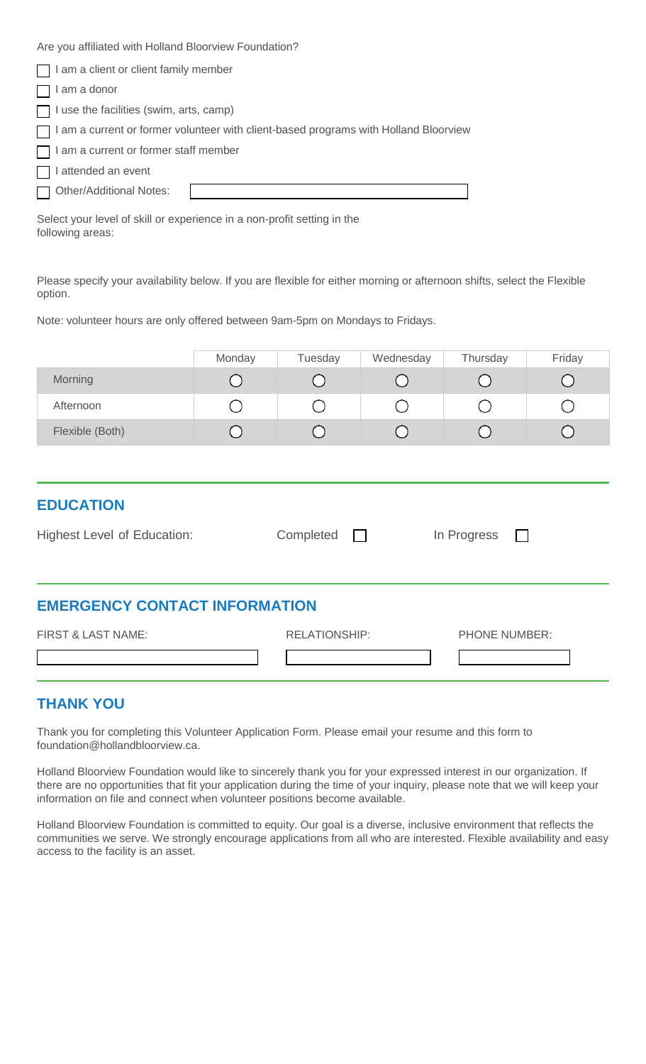Are you affiliated with Holland Bloorview Foundation?

- ☐ I am a client or client family member
- ☐ I am a donor
- ☐ I use the facilities (swim, arts, camp)
- ☐ I am a current or former volunteer with client-based programs with Holland Bloorview
- ☐ I am a current or former staff member
- ☐ I attended an event
- ☐ Other/Additional Notes: ____________________

Select your level of skill or experience in a non-profit setting in the following areas:

Please specify your availability below. If you are flexible for either morning or afternoon shifts, select the Flexible option.

Note: volunteer hours are only offered between 9am-5pm on Mondays to Fridays.

| | Monday | Tuesday | Wednesday | Thursday | Friday |
|---|---|---|---|---|---|
| Morning | ○ | ○ | ○ | ○ | ○ |
| Afternoon | ○ | ○ | ○ | ○ | ○ |
| Flexible (Both) | ○ | ○ | ○ | ○ | ○ |

## EDUCATION

Highest Level of Education: Completed ☐ In Progress ☐

## EMERGENCY CONTACT INFORMATION

| FIRST & LAST NAME: | RELATIONSHIP: | PHONE NUMBER: |
|---|---|---|
| | | |

## THANK YOU

Thank you for completing this Volunteer Application Form. Please email your resume and this form to foundation@hollandbloorview.ca.

Holland Bloorview Foundation would like to sincerely thank you for your expressed interest in our organization. If there are no opportunities that fit your application during the time of your inquiry, please note that we will keep your information on file and connect when volunteer positions become available.

Holland Bloorview Foundation is committed to equity. Our goal is a diverse, inclusive environment that reflects the communities we serve. We strongly encourage applications from all who are interested. Flexible availability and easy access to the facility is an asset.